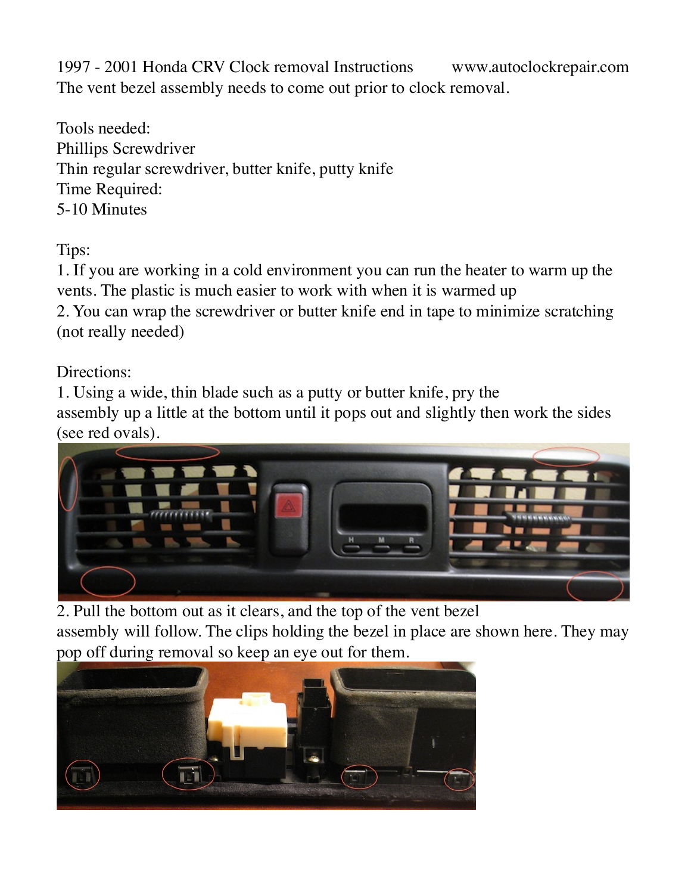1997 - 2001 Honda CRV Clock removal Instructions www.autoclockrepair.com

The vent bezel assembly needs to come out prior to clock removal.

Tools needed:
Phillips Screwdriver
Thin regular screwdriver, butter knife, putty knife
Time Required:
5-10 Minutes

Tips:
1. If you are working in a cold environment you can run the heater to warm up the vents. The plastic is much easier to work with when it is warmed up
2. You can wrap the screwdriver or butter knife end in tape to minimize scratching (not really needed)

Directions:
1. Using a wide, thin blade such as a putty or butter knife, pry the assembly up a little at the bottom until it pops out and slightly then work the sides (see red ovals).

2. Pull the bottom out as it clears, and the top of the vent bezel assembly will follow. The clips holding the bezel in place are shown here. They may pop off during removal so keep an eye out for them.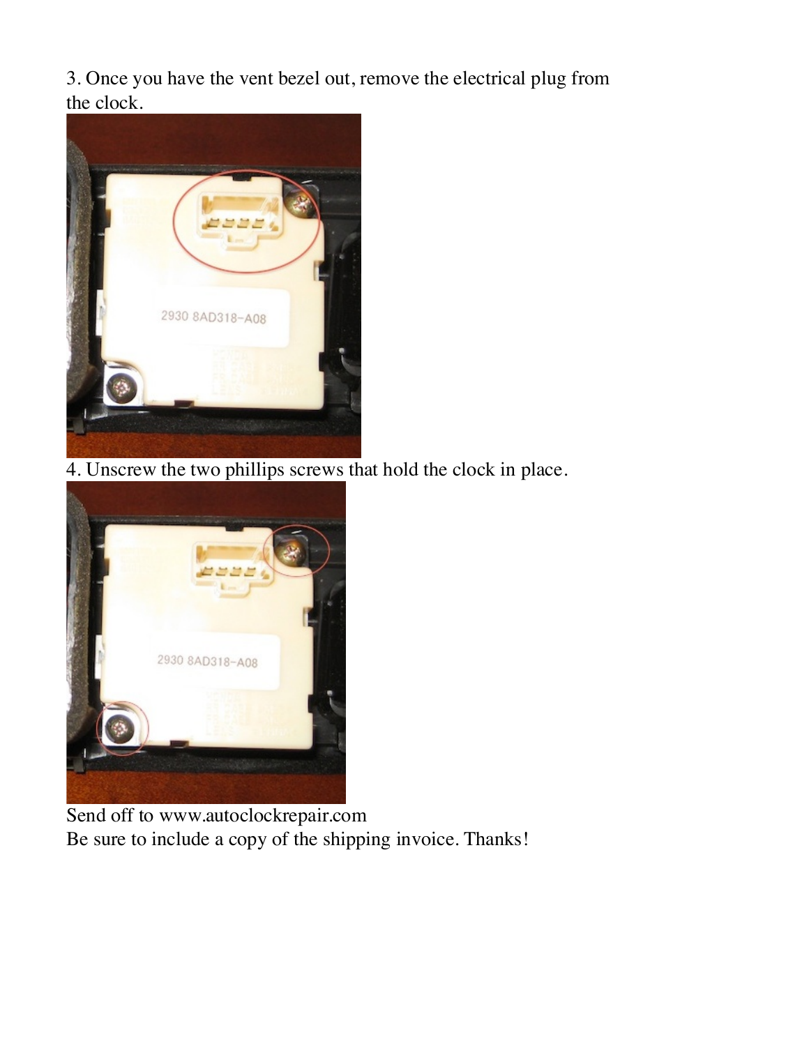3. Once you have the vent bezel out, remove the electrical plug from the clock.

4. Unscrew the two phillips screws that hold the clock in place.

Send off to www.autoclockrepair.com
Be sure to include a copy of the shipping invoice. Thanks!